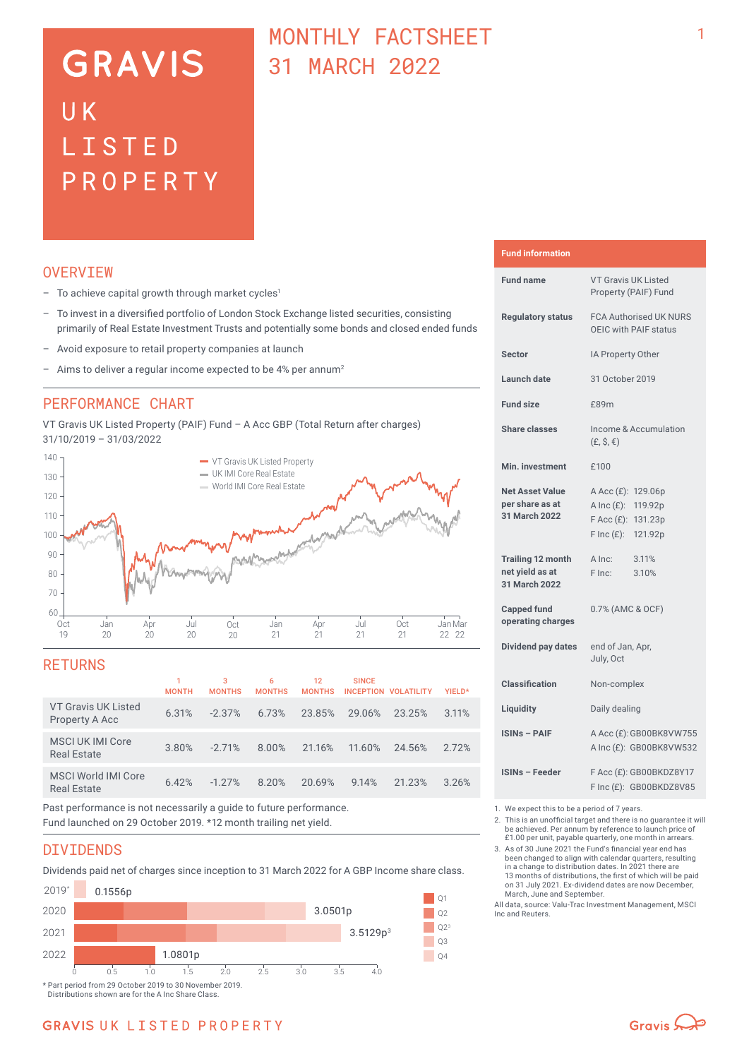# GRAVIS UK LISTED PROPERTY

## MONTHLY FACTSHEET 31 MARCH 2022

## OVERVIEW

- To achieve capital growth through market cycles[1]
- To invest in a diversified portfolio of London Stock Exchange listed securities, consisting primarily of Real Estate Investment Trusts and potentially some bonds and closed ended funds
- Avoid exposure to retail property companies at launch
- Aims to deliver a regular income expected to be 4% per annum[2]

## PERFORMANCE CHART

VT Gravis UK Listed Property (PAIF) Fund – A Acc GBP (Total Return after charges) 31/10/2019 – 31/03/2022

Legend: VT Gravis UK Listed Property; UK IMI Core Real Estate; World IMI Core Real Estate

## RETURNS

| | 1 MONTH | 3 MONTHS | 6 MONTHS | 12 MONTHS | SINCE INCEPTION | VOLATILITY | YIELD* |
|---|---|---|---|---|---|---|---|
| VT Gravis UK Listed Property A Acc | 6.31% | -2.37% | 6.73% | 23.85% | 29.06% | 23.25% | 3.11% |
| MSCI UK IMI Core Real Estate | 3.80% | -2.71% | 8.00% | 21.16% | 11.60% | 24.56% | 2.72% |
| MSCI World IMI Core Real Estate | 6.42% | -1.27% | 8.20% | 20.69% | 9.14% | 21.23% | 3.26% |

Past performance is not necessarily a guide to future performance.
Fund launched on 29 October 2019. *12 month trailing net yield.

## DIVIDENDS

Dividends paid net of charges since inception to 31 March 2022 for A GBP Income share class.

| Year | Total |
|---|---|
| 2019* | 0.1556p |
| 2020 | 3.0501p |
| 2021 | 3.5129p[3] |
| 2022 | 1.0801p |

Legend: Q1, Q2, Q2[3], Q3, Q4

\* Part period from 29 October 2019 to 30 November 2019.
Distributions shown are for the A Inc Share Class.

## Fund information

| | |
|---|---|
| Fund name | VT Gravis UK Listed Property (PAIF) Fund |
| Regulatory status | FCA Authorised UK NURS OEIC with PAIF status |
| Sector | IA Property Other |
| Launch date | 31 October 2019 |
| Fund size | £89m |
| Share classes | Income & Accumulation (£, $, €) |
| Min. investment | £100 |
| Net Asset Value per share as at 31 March 2022 | A Acc (£): 129.06p<br>A Inc (£): 119.92p<br>F Acc (£): 131.23p<br>F Inc (£): 121.92p |
| Trailing 12 month net yield as at 31 March 2022 | A Inc: 3.11%<br>F Inc: 3.10% |
| Capped fund operating charges | 0.7% (AMC & OCF) |
| Dividend pay dates | end of Jan, Apr, July, Oct |
| Classification | Non-complex |
| Liquidity | Daily dealing |
| ISINs – PAIF | A Acc (£): GB00BK8VW755<br>A Inc (£): GB00BK8VW532 |
| ISINs – Feeder | F Acc (£): GB00BKDZ8Y17<br>F Inc (£): GB00BKDZ8V85 |

1. We expect this to be a period of 7 years.
2. This is an unofficial target and there is no guarantee it will be achieved. Per annum by reference to launch price of £1.00 per unit, payable quarterly, one month in arrears.
3. As of 30 June 2021 the Fund's financial year end has been changed to align with calendar quarters, resulting in a change to distribution dates. In 2021 there are 13 months of distributions, the first of which will be paid on 31 July 2021. Ex-dividend dates are now December, March, June and September.

All data, source: Valu-Trac Investment Management, MSCI Inc and Reuters.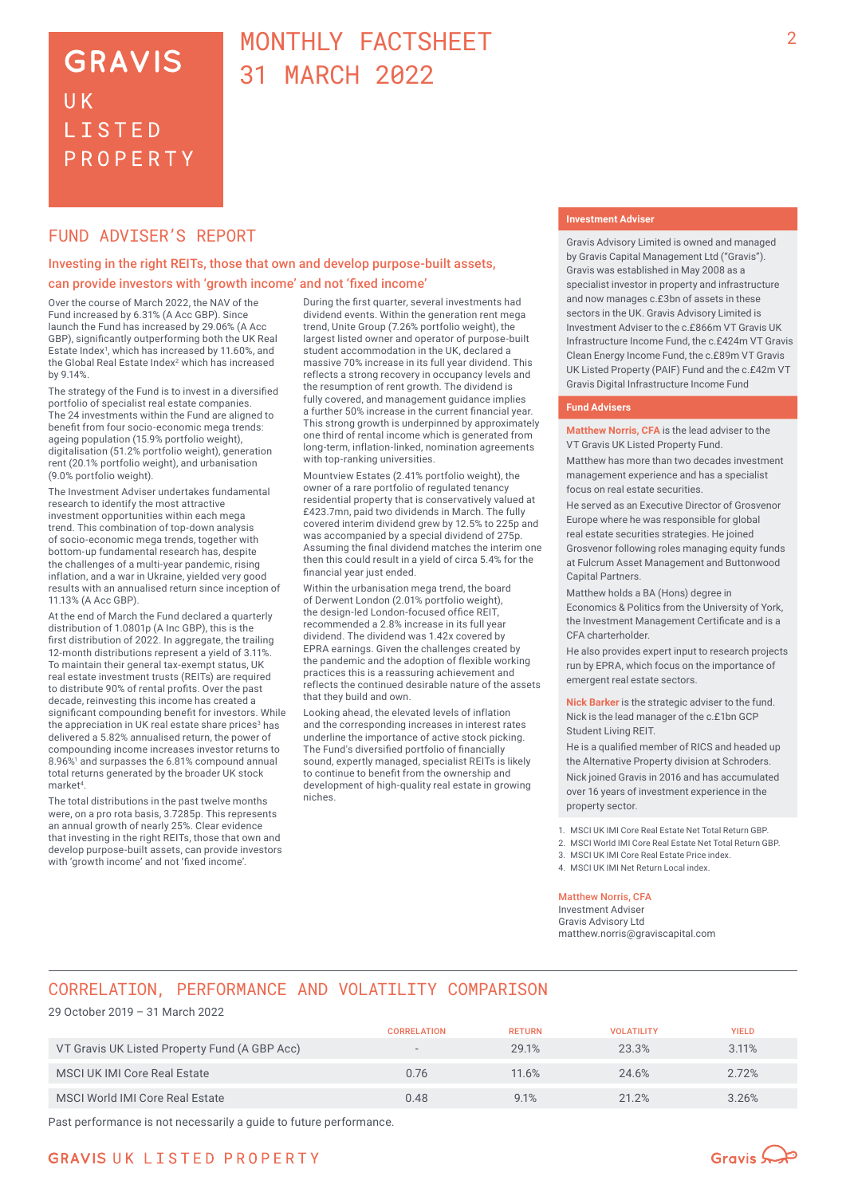# GRAVIS UK LISTED PROPERTY

# MONTHLY FACTSHEET 31 MARCH 2022

## FUND ADVISER'S REPORT

### Investing in the right REITs, those that own and develop purpose-built assets, can provide investors with 'growth income' and not 'fixed income'

Over the course of March 2022, the NAV of the Fund increased by 6.31% (A Acc GBP). Since launch the Fund has increased by 29.06% (A Acc GBP), significantly outperforming both the UK Real Estate Index[1], which has increased by 11.60%, and the Global Real Estate Index[2] which has increased by 9.14%.

The strategy of the Fund is to invest in a diversified portfolio of specialist real estate companies. The 24 investments within the Fund are aligned to benefit from four socio-economic mega trends: ageing population (15.9% portfolio weight), digitalisation (51.2% portfolio weight), generation rent (20.1% portfolio weight), and urbanisation (9.0% portfolio weight).

The Investment Adviser undertakes fundamental research to identify the most attractive investment opportunities within each mega trend. This combination of top-down analysis of socio-economic mega trends, together with bottom-up fundamental research has, despite the challenges of a multi-year pandemic, rising inflation, and a war in Ukraine, yielded very good results with an annualised return since inception of 11.13% (A Acc GBP).

At the end of March the Fund declared a quarterly distribution of 1.0801p (A Inc GBP), this is the first distribution of 2022. In aggregate, the trailing 12-month distributions represent a yield of 3.11%. To maintain their general tax-exempt status, UK real estate investment trusts (REITs) are required to distribute 90% of rental profits. Over the past decade, reinvesting this income has created a significant compounding benefit for investors. While the appreciation in UK real estate share prices[3] has delivered a 5.82% annualised return, the power of compounding income increases investor returns to 8.96%[1] and surpasses the 6.81% compound annual total returns generated by the broader UK stock market[4].

The total distributions in the past twelve months were, on a pro rata basis, 3.7285p. This represents an annual growth of nearly 25%. Clear evidence that investing in the right REITs, those that own and develop purpose-built assets, can provide investors with 'growth income' and not 'fixed income'.

During the first quarter, several investments had dividend events. Within the generation rent mega trend, Unite Group (7.26% portfolio weight), the largest listed owner and operator of purpose-built student accommodation in the UK, declared a massive 70% increase in its full year dividend. This reflects a strong recovery in occupancy levels and the resumption of rent growth. The dividend is fully covered, and management guidance implies a further 50% increase in the current financial year. This strong growth is underpinned by approximately one third of rental income which is generated from long-term, inflation-linked, nomination agreements with top-ranking universities.

Mountview Estates (2.41% portfolio weight), the owner of a rare portfolio of regulated tenancy residential property that is conservatively valued at £423.7mn, paid two dividends in March. The fully covered interim dividend grew by 12.5% to 225p and was accompanied by a special dividend of 275p. Assuming the final dividend matches the interim one then this could result in a yield of circa 5.4% for the financial year just ended.

Within the urbanisation mega trend, the board of Derwent London (2.01% portfolio weight), the design-led London-focused office REIT, recommended a 2.8% increase in its full year dividend. The dividend was 1.42x covered by EPRA earnings. Given the challenges created by the pandemic and the adoption of flexible working practices this is a reassuring achievement and reflects the continued desirable nature of the assets that they build and own.

Looking ahead, the elevated levels of inflation and the corresponding increases in interest rates underline the importance of active stock picking. The Fund's diversified portfolio of financially sound, expertly managed, specialist REITs is likely to continue to benefit from the ownership and development of high-quality real estate in growing niches.

#### Investment Adviser

Gravis Advisory Limited is owned and managed by Gravis Capital Management Ltd ("Gravis"). Gravis was established in May 2008 as a specialist investor in property and infrastructure and now manages c.£3bn of assets in these sectors in the UK. Gravis Advisory Limited is Investment Adviser to the c.£866m VT Gravis UK Infrastructure Income Fund, the c.£424m VT Gravis Clean Energy Income Fund, the c.£89m VT Gravis UK Listed Property (PAIF) Fund and the c.£42m VT Gravis Digital Infrastructure Income Fund

#### Fund Advisers

**Matthew Norris, CFA** is the lead adviser to the VT Gravis UK Listed Property Fund.

Matthew has more than two decades investment management experience and has a specialist focus on real estate securities.

He served as an Executive Director of Grosvenor Europe where he was responsible for global real estate securities strategies. He joined Grosvenor following roles managing equity funds at Fulcrum Asset Management and Buttonwood Capital Partners.

Matthew holds a BA (Hons) degree in Economics & Politics from the University of York, the Investment Management Certificate and is a CFA charterholder.

He also provides expert input to research projects run by EPRA, which focus on the importance of emergent real estate sectors.

**Nick Barker** is the strategic adviser to the fund. Nick is the lead manager of the c.£1bn GCP Student Living REIT.

He is a qualified member of RICS and headed up the Alternative Property division at Schroders.

Nick joined Gravis in 2016 and has accumulated over 16 years of investment experience in the property sector.

1. MSCI UK IMI Core Real Estate Net Total Return GBP.
2. MSCI World IMI Core Real Estate Net Total Return GBP.
3. MSCI UK IMI Core Real Estate Price index.
4. MSCI UK IMI Net Return Local index.

**Matthew Norris, CFA**
Investment Adviser
Gravis Advisory Ltd
matthew.norris@graviscapital.com

## CORRELATION, PERFORMANCE AND VOLATILITY COMPARISON

29 October 2019 – 31 March 2022

| | CORRELATION | RETURN | VOLATILITY | YIELD |
|---|---|---|---|---|
| VT Gravis UK Listed Property Fund (A GBP Acc) | - | 29.1% | 23.3% | 3.11% |
| MSCI UK IMI Core Real Estate | 0.76 | 11.6% | 24.6% | 2.72% |
| MSCI World IMI Core Real Estate | 0.48 | 9.1% | 21.2% | 3.26% |

Past performance is not necessarily a guide to future performance.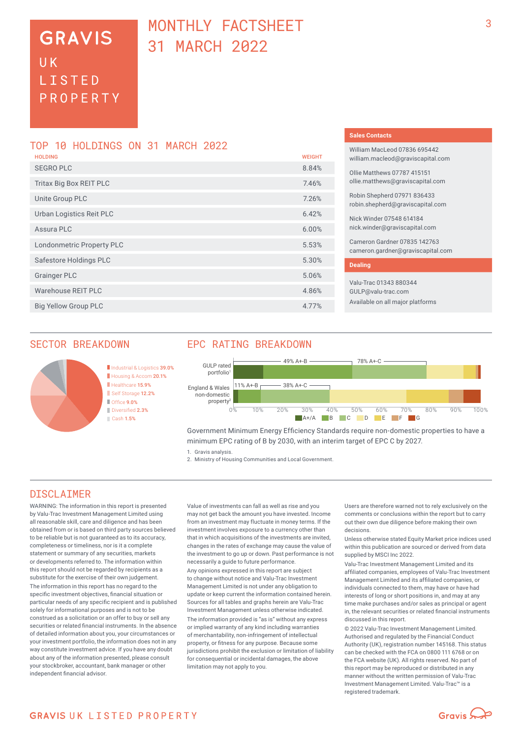# GRAVIS UK LISTED PROPERTY

## MONTHLY FACTSHEET 31 MARCH 2022

## TOP 10 HOLDINGS ON 31 MARCH 2022

| HOLDING | WEIGHT |
|---|---|
| SEGRO PLC | 8.84% |
| Tritax Big Box REIT PLC | 7.46% |
| Unite Group PLC | 7.26% |
| Urban Logistics Reit PLC | 6.42% |
| Assura PLC | 6.00% |
| Londonmetric Property PLC | 5.53% |
| Safestore Holdings PLC | 5.30% |
| Grainger PLC | 5.06% |
| Warehouse REIT PLC | 4.86% |
| Big Yellow Group PLC | 4.77% |

### Sales Contacts

William MacLeod 07836 695442
william.macleod@graviscapital.com

Ollie Matthews 07787 415151
ollie.matthews@graviscapital.com

Robin Shepherd 07971 836433
robin.shepherd@graviscapital.com

Nick Winder 07548 614184
nick.winder@graviscapital.com

Cameron Gardner 07835 142763
cameron.gardner@graviscapital.com

### Dealing

Valu-Trac 01343 880344
GULP@valu-trac.com
Available on all major platforms

## SECTOR BREAKDOWN

Industrial & Logistics 39.0%
Housing & Accom 20.1%
Healthcare 15.9%
Self Storage 12.2%
Office 9.0%
Diversified 2.3%
Cash 1.5%

## EPC RATING BREAKDOWN

GULP rated portfolio[1]
49% A+-B
78% A+-C

England & Wales non-domestic property[2]
11% A+-B
38% A+-C

0% 10% 20% 30% 40% 50% 60% 70% 80% 90% 100%

A+/A B C D E F G

Government Minimum Energy Efficiency Standards require non-domestic properties to have a minimum EPC rating of B by 2030, with an interim target of EPC C by 2027.

1. Gravis analysis.
2. Ministry of Housing Communities and Local Government.

## DISCLAIMER

WARNING: The information in this report is presented by Valu-Trac Investment Management Limited using all reasonable skill, care and diligence and has been obtained from or is based on third party sources believed to be reliable but is not guaranteed as to its accuracy, completeness or timeliness, nor is it a complete statement or summary of any securities, markets or developments referred to. The information within this report should not be regarded by recipients as a substitute for the exercise of their own judgement.

The information in this report has no regard to the specific investment objectives, financial situation or particular needs of any specific recipient and is published solely for informational purposes and is not to be construed as a solicitation or an offer to buy or sell any securities or related financial instruments. In the absence of detailed information about you, your circumstances or your investment portfolio, the information does not in any way constitute investment advice. If you have any doubt about any of the information presented, please consult your stockbroker, accountant, bank manager or other independent financial advisor.

Value of investments can fall as well as rise and you may not get back the amount you have invested. Income from an investment may fluctuate in money terms. If the investment involves exposure to a currency other than that in which acquisitions of the investments are invited, changes in the rates of exchange may cause the value of the investment to go up or down. Past performance is not necessarily a guide to future performance.

Any opinions expressed in this report are subject to change without notice and Valu-Trac Investment Management Limited is not under any obligation to update or keep current the information contained herein. Sources for all tables and graphs herein are Valu-Trac Investment Management unless otherwise indicated.

The information provided is "as is" without any express or implied warranty of any kind including warranties of merchantability, non-infringement of intellectual property, or fitness for any purpose. Because some jurisdictions prohibit the exclusion or limitation of liability for consequential or incidental damages, the above limitation may not apply to you.

Users are therefore warned not to rely exclusively on the comments or conclusions within the report but to carry out their own due diligence before making their own decisions.

Unless otherwise stated Equity Market price indices used within this publication are sourced or derived from data supplied by MSCI Inc 2022.

Valu-Trac Investment Management Limited and its affiliated companies, employees of Valu-Trac Investment Management Limited and its affiliated companies, or individuals connected to them, may have or have had interests of long or short positions in, and may at any time make purchases and/or sales as principal or agent in, the relevant securities or related financial instruments discussed in this report.

© 2022 Valu-Trac Investment Management Limited. Authorised and regulated by the Financial Conduct Authority (UK), registration number 145168. This status can be checked with the FCA on 0800 111 6768 or on the FCA website (UK). All rights reserved. No part of this report may be reproduced or distributed in any manner without the written permission of Valu-Trac Investment Management Limited. Valu-Trac™ is a registered trademark.